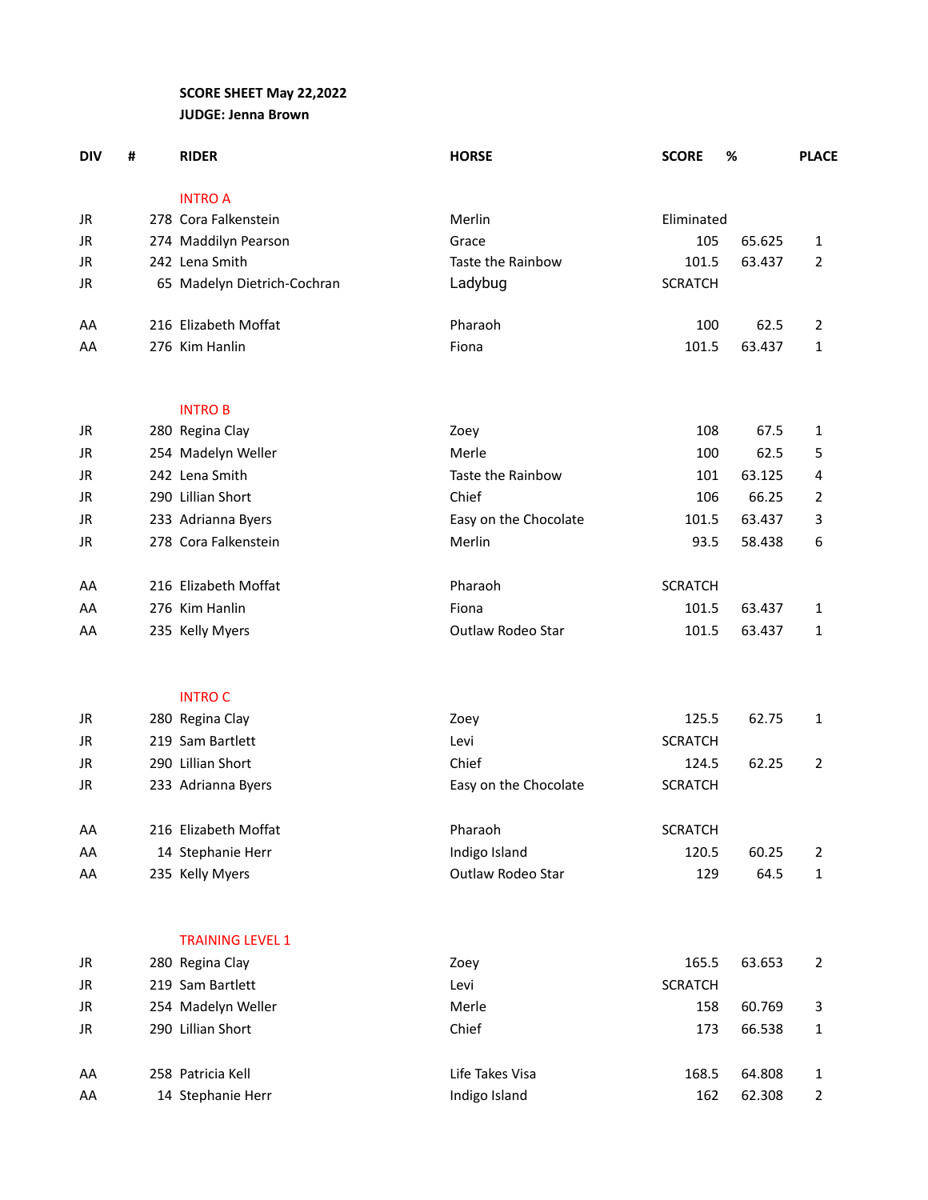**SCORE SHEET May 22,2022**

**JUDGE: Jenna Brown**

| DIV | # | RIDER | HORSE | SCORE | % | PLACE |
|---|---|---|---|---|---|---|
| | | INTRO A | | | | |
| JR | 278 | Cora Falkenstein | Merlin | Eliminated | | |
| JR | 274 | Maddilyn Pearson | Grace | 105 | 65.625 | 1 |
| JR | 242 | Lena Smith | Taste the Rainbow | 101.5 | 63.437 | 2 |
| JR | 65 | Madelyn Dietrich-Cochran | Ladybug | SCRATCH | | |
| | | | | | | |
| AA | 216 | Elizabeth Moffat | Pharaoh | 100 | 62.5 | 2 |
| AA | 276 | Kim Hanlin | Fiona | 101.5 | 63.437 | 1 |
| | | | | | | |
| | | INTRO B | | | | |
| JR | 280 | Regina Clay | Zoey | 108 | 67.5 | 1 |
| JR | 254 | Madelyn Weller | Merle | 100 | 62.5 | 5 |
| JR | 242 | Lena Smith | Taste the Rainbow | 101 | 63.125 | 4 |
| JR | 290 | Lillian Short | Chief | 106 | 66.25 | 2 |
| JR | 233 | Adrianna Byers | Easy on the Chocolate | 101.5 | 63.437 | 3 |
| JR | 278 | Cora Falkenstein | Merlin | 93.5 | 58.438 | 6 |
| | | | | | | |
| AA | 216 | Elizabeth Moffat | Pharaoh | SCRATCH | | |
| AA | 276 | Kim Hanlin | Fiona | 101.5 | 63.437 | 1 |
| AA | 235 | Kelly Myers | Outlaw Rodeo Star | 101.5 | 63.437 | 1 |
| | | | | | | |
| | | INTRO C | | | | |
| JR | 280 | Regina Clay | Zoey | 125.5 | 62.75 | 1 |
| JR | 219 | Sam Bartlett | Levi | SCRATCH | | |
| JR | 290 | Lillian Short | Chief | 124.5 | 62.25 | 2 |
| JR | 233 | Adrianna Byers | Easy on the Chocolate | SCRATCH | | |
| | | | | | | |
| AA | 216 | Elizabeth Moffat | Pharaoh | SCRATCH | | |
| AA | 14 | Stephanie Herr | Indigo Island | 120.5 | 60.25 | 2 |
| AA | 235 | Kelly Myers | Outlaw Rodeo Star | 129 | 64.5 | 1 |
| | | | | | | |
| | | TRAINING LEVEL 1 | | | | |
| JR | 280 | Regina Clay | Zoey | 165.5 | 63.653 | 2 |
| JR | 219 | Sam Bartlett | Levi | SCRATCH | | |
| JR | 254 | Madelyn Weller | Merle | 158 | 60.769 | 3 |
| JR | 290 | Lillian Short | Chief | 173 | 66.538 | 1 |
| | | | | | | |
| AA | 258 | Patricia Kell | Life Takes Visa | 168.5 | 64.808 | 1 |
| AA | 14 | Stephanie Herr | Indigo Island | 162 | 62.308 | 2 |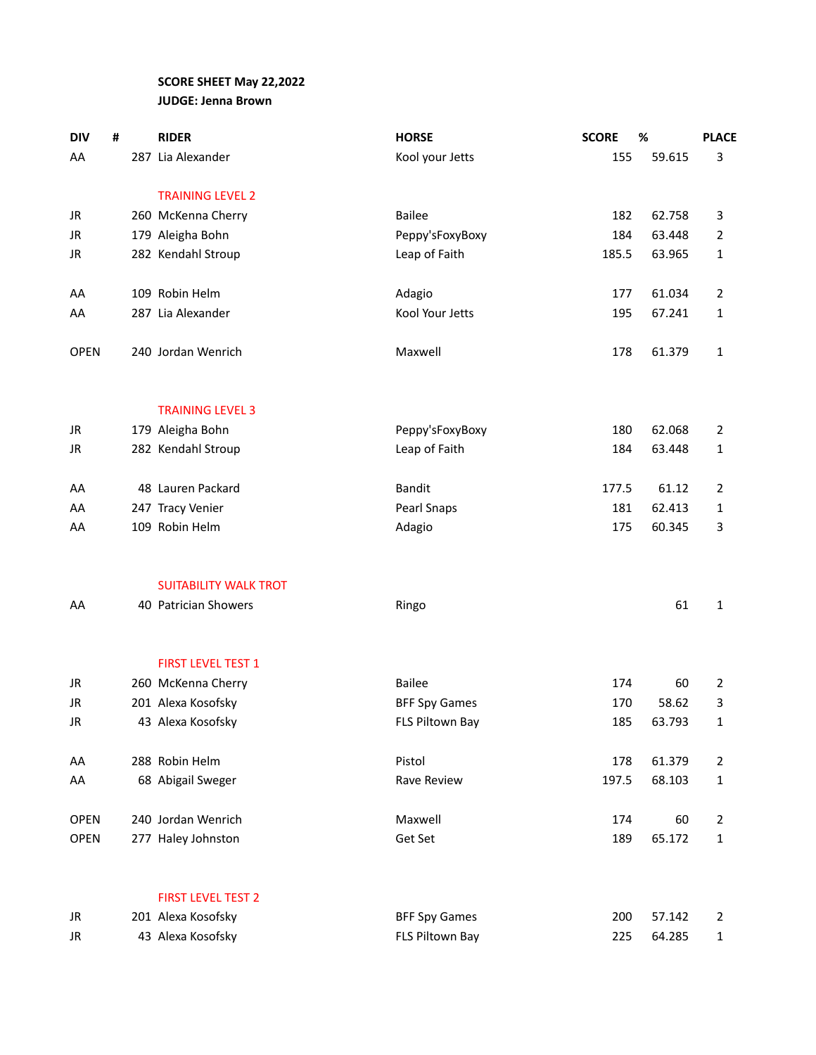**SCORE SHEET May 22,2022**

**JUDGE: Jenna Brown**

| DIV | # | RIDER | HORSE | SCORE | % | PLACE |
|---|---|---|---|---|---|---|
| AA | 287 | Lia Alexander | Kool your Jetts | 155 | 59.615 | 3 |
| | | TRAINING LEVEL 2 | | | | |
| JR | 260 | McKenna Cherry | Bailee | 182 | 62.758 | 3 |
| JR | 179 | Aleigha Bohn | Peppy'sFoxyBoxy | 184 | 63.448 | 2 |
| JR | 282 | Kendahl Stroup | Leap of Faith | 185.5 | 63.965 | 1 |
| AA | 109 | Robin Helm | Adagio | 177 | 61.034 | 2 |
| AA | 287 | Lia Alexander | Kool Your Jetts | 195 | 67.241 | 1 |
| OPEN | 240 | Jordan Wenrich | Maxwell | 178 | 61.379 | 1 |
| | | TRAINING LEVEL 3 | | | | |
| JR | 179 | Aleigha Bohn | Peppy'sFoxyBoxy | 180 | 62.068 | 2 |
| JR | 282 | Kendahl Stroup | Leap of Faith | 184 | 63.448 | 1 |
| AA | 48 | Lauren Packard | Bandit | 177.5 | 61.12 | 2 |
| AA | 247 | Tracy Venier | Pearl Snaps | 181 | 62.413 | 1 |
| AA | 109 | Robin Helm | Adagio | 175 | 60.345 | 3 |
| | | SUITABILITY WALK TROT | | | | |
| AA | 40 | Patrician Showers | Ringo | | 61 | 1 |
| | | FIRST LEVEL TEST 1 | | | | |
| JR | 260 | McKenna Cherry | Bailee | 174 | 60 | 2 |
| JR | 201 | Alexa Kosofsky | BFF Spy Games | 170 | 58.62 | 3 |
| JR | 43 | Alexa Kosofsky | FLS Piltown Bay | 185 | 63.793 | 1 |
| AA | 288 | Robin Helm | Pistol | 178 | 61.379 | 2 |
| AA | 68 | Abigail Sweger | Rave Review | 197.5 | 68.103 | 1 |
| OPEN | 240 | Jordan Wenrich | Maxwell | 174 | 60 | 2 |
| OPEN | 277 | Haley Johnston | Get Set | 189 | 65.172 | 1 |
| | | FIRST LEVEL TEST 2 | | | | |
| JR | 201 | Alexa Kosofsky | BFF Spy Games | 200 | 57.142 | 2 |
| JR | 43 | Alexa Kosofsky | FLS Piltown Bay | 225 | 64.285 | 1 |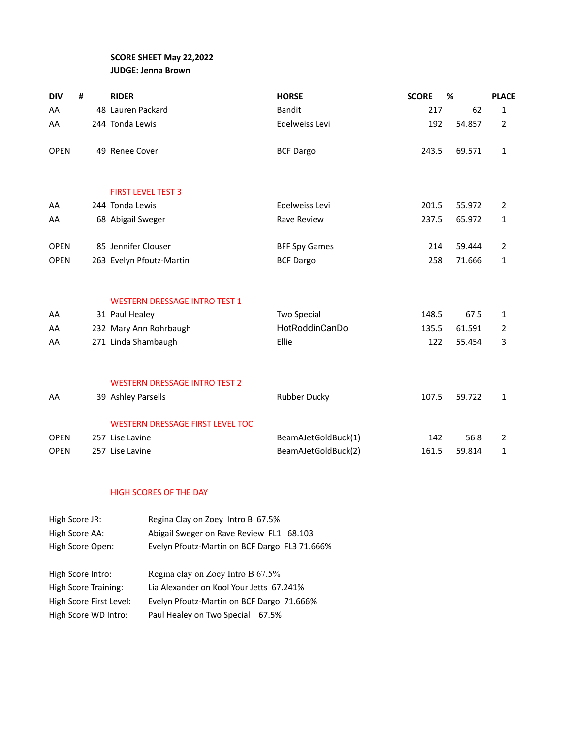**SCORE SHEET May 22,2022**

**JUDGE: Jenna Brown**

| DIV | # | RIDER | HORSE | SCORE | % | PLACE |
|---|---|---|---|---|---|---|
| AA | 48 | Lauren Packard | Bandit | 217 | 62 | 1 |
| AA | 244 | Tonda Lewis | Edelweiss Levi | 192 | 54.857 | 2 |
| | | | | | | |
| OPEN | 49 | Renee Cover | BCF Dargo | 243.5 | 69.571 | 1 |
| | | | | | | |
| | | FIRST LEVEL TEST 3 | | | | |
| AA | 244 | Tonda Lewis | Edelweiss Levi | 201.5 | 55.972 | 2 |
| AA | 68 | Abigail Sweger | Rave Review | 237.5 | 65.972 | 1 |
| | | | | | | |
| OPEN | 85 | Jennifer Clouser | BFF Spy Games | 214 | 59.444 | 2 |
| OPEN | 263 | Evelyn Pfoutz-Martin | BCF Dargo | 258 | 71.666 | 1 |
| | | | | | | |
| | | WESTERN DRESSAGE INTRO TEST 1 | | | | |
| AA | 31 | Paul Healey | Two Special | 148.5 | 67.5 | 1 |
| AA | 232 | Mary Ann Rohrbaugh | HotRoddinCanDo | 135.5 | 61.591 | 2 |
| AA | 271 | Linda Shambaugh | Ellie | 122 | 55.454 | 3 |
| | | | | | | |
| | | WESTERN DRESSAGE INTRO TEST 2 | | | | |
| AA | 39 | Ashley Parsells | Rubber Ducky | 107.5 | 59.722 | 1 |
| | | | | | | |
| | | WESTERN DRESSAGE FIRST LEVEL TOC | | | | |
| OPEN | 257 | Lise Lavine | BeamAJetGoldBuck(1) | 142 | 56.8 | 2 |
| OPEN | 257 | Lise Lavine | BeamAJetGoldBuck(2) | 161.5 | 59.814 | 1 |

## HIGH SCORES OF THE DAY

High Score JR: Regina Clay on Zoey Intro B 67.5%

High Score AA: Abigail Sweger on Rave Review FL1 68.103

High Score Open: Evelyn Pfoutz-Martin on BCF Dargo FL3 71.666%

High Score Intro: Regina clay on Zoey Intro B 67.5%

High Score Training: Lia Alexander on Kool Your Jetts 67.241%

High Score First Level: Evelyn Pfoutz-Martin on BCF Dargo 71.666%

High Score WD Intro: Paul Healey on Two Special 67.5%